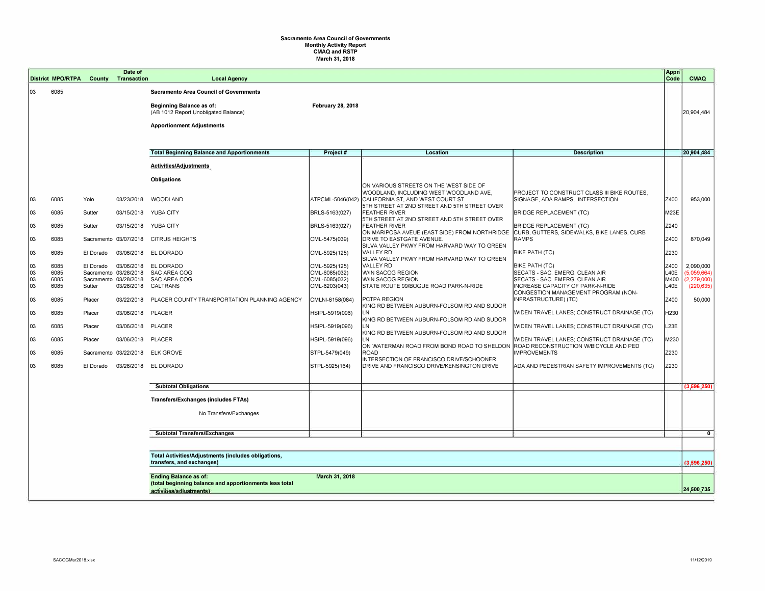**Sacramento Area Council of Governments**
**Monthly Activity Report**
**CMAQ and RSTP**
**March 31, 2018**

| District | MPO/RTPA | County | Date of Transaction | Local Agency | Project # | Location | Description | Appn Code | CMAQ |
|---|---|---|---|---|---|---|---|---|---|
| 03 | 6085 | | | **Sacramento Area Council of Governments** | | | | | |
| | | | | **Beginning Balance as of:** February 28, 2018 (AB 1012 Report Unobligated Balance) | | | | | 20,904,484 |
| | | | | **Apportionment Adjustments** | | | | | |
| | | | | **Total Beginning Balance and Apportionments** | **Project #** | **Location** | **Description** | | **20,904,484** |
| | | | | **Activities/Adjustments** | | | | | |
| | | | | **Obligations** | | | | | |
| 03 | 6085 | Yolo | 03/23/2018 | WOODLAND | ATPCML-5046(042) | ON VARIOUS STREETS ON THE WEST SIDE OF WOODLAND, INCLUDING WEST WOODLAND AVE, CALIFORNIA ST, AND WEST COURT ST. | PROJECT TO CONSTRUCT CLASS III BIKE ROUTES, SIGNAGE, ADA RAMPS, INTERSECTION | Z400 | 953,000 |
| 03 | 6085 | Sutter | 03/15/2018 | YUBA CITY | BRLS-5163(027) | 5TH STREET AT 2ND STREET AND 5TH STREET OVER FEATHER RIVER | BRIDGE REPLACEMENT (TC) | M23E | |
| 03 | 6085 | Sutter | 03/15/2018 | YUBA CITY | BRLS-5163(027) | 5TH STREET AT 2ND STREET AND 5TH STREET OVER FEATHER RIVER | BRIDGE REPLACEMENT (TC) | Z240 | |
| 03 | 6085 | Sacramento | 03/07/2018 | CITRUS HEIGHTS | CML-5475(039) | ON MARIPOSA AVEUE (EAST SIDE) FROM NORTHRIDGE DRIVE TO EASTGATE AVENUE. | CURB, GUTTERS, SIDEWALKS, BIKE LANES, CURB RAMPS | Z400 | 870,049 |
| 03 | 6085 | El Dorado | 03/06/2018 | EL DORADO | CML-5925(125) | SILVA VALLEY PKWY FROM HARVARD WAY TO GREEN VALLEY RD | BIKE PATH (TC) | Z230 | |
| 03 | 6085 | El Dorado | 03/06/2018 | EL DORADO | CML-5925(125) | SILVA VALLEY PKWY FROM HARVARD WAY TO GREEN VALLEY RD | BIKE PATH (TC) | Z400 | 2,090,000 |
| 03 | 6085 | Sacramento | 03/28/2018 | SAC AREA COG | CML-6085(032) | W/IN SACOG REGION | SECATS - SAC. EMERG. CLEAN AIR | L40E | (5,059,664) |
| 03 | 6085 | Sacramento | 03/28/2018 | SAC AREA COG | CML-6085(032) | W/IN SACOG REGION | SECATS - SAC. EMERG. CLEAN AIR | M400 | (2,279,000) |
| 03 | 6085 | Sutter | 03/28/2018 | CALTRANS | CML-6203(043) | STATE ROUTE 99/BOGUE ROAD PARK-N-RIDE | INCREASE CAPACITY OF PARK-N-RIDE | L40E | (220,635) |
| 03 | 6085 | Placer | 03/22/2018 | PLACER COUNTY TRANSPORTATION PLANNING AGENCY | CMLNI-6158(084) | PCTPA REGION | CONGESTION MANAGEMENT PROGRAM (NON-INFRASTRUCTURE) (TC) | Z400 | 50,000 |
| 03 | 6085 | Placer | 03/06/2018 | PLACER | HSIPL-5919(096) | KING RD BETWEEN AUBURN-FOLSOM RD AND SUDOR LN | WIDEN TRAVEL LANES; CONSTRUCT DRAINAGE (TC) | H230 | |
| 03 | 6085 | Placer | 03/06/2018 | PLACER | HSIPL-5919(096) | KING RD BETWEEN AUBURN-FOLSOM RD AND SUDOR LN | WIDEN TRAVEL LANES; CONSTRUCT DRAINAGE (TC) | L23E | |
| 03 | 6085 | Placer | 03/06/2018 | PLACER | HSIPL-5919(096) | KING RD BETWEEN AUBURN-FOLSOM RD AND SUDOR LN | WIDEN TRAVEL LANES; CONSTRUCT DRAINAGE (TC) | M230 | |
| 03 | 6085 | Sacramento | 03/22/2018 | ELK GROVE | STPL-5479(049) | ON WATERMAN ROAD FROM BOND ROAD TO SHELDON ROAD | ROAD RECONSTRUCTION W/BICYCLE AND PED IMPROVEMENTS | Z230 | |
| 03 | 6085 | El Dorado | 03/28/2018 | EL DORADO | STPL-5925(164) | INTERSECTION OF FRANCISCO DRIVE/SCHOONER DRIVE AND FRANCISCO DRIVE/KENSINGTON DRIVE | ADA AND PEDESTRIAN SAFETY IMPROVEMENTS (TC) | Z230 | |
| | | | | **Subtotal Obligations** | | | | | **(3,596,250)** |
| | | | | **Transfers/Exchanges (includes FTAs)** | | | | | |
| | | | | No Transfers/Exchanges | | | | | |
| | | | | **Subtotal Transfers/Exchanges** | | | | | **0** |
| | | | | **Total Activities/Adjustments (includes obligations, transfers, and exchanges)** | | | | | **(3,596,250)** |
| | | | | **Ending Balance as of:** March 31, 2018 **(total beginning balance and apportionments less total activities/adjustments)** | | | | | **24,500,735** |

SACOGMar2018.xlsx 11/12/2019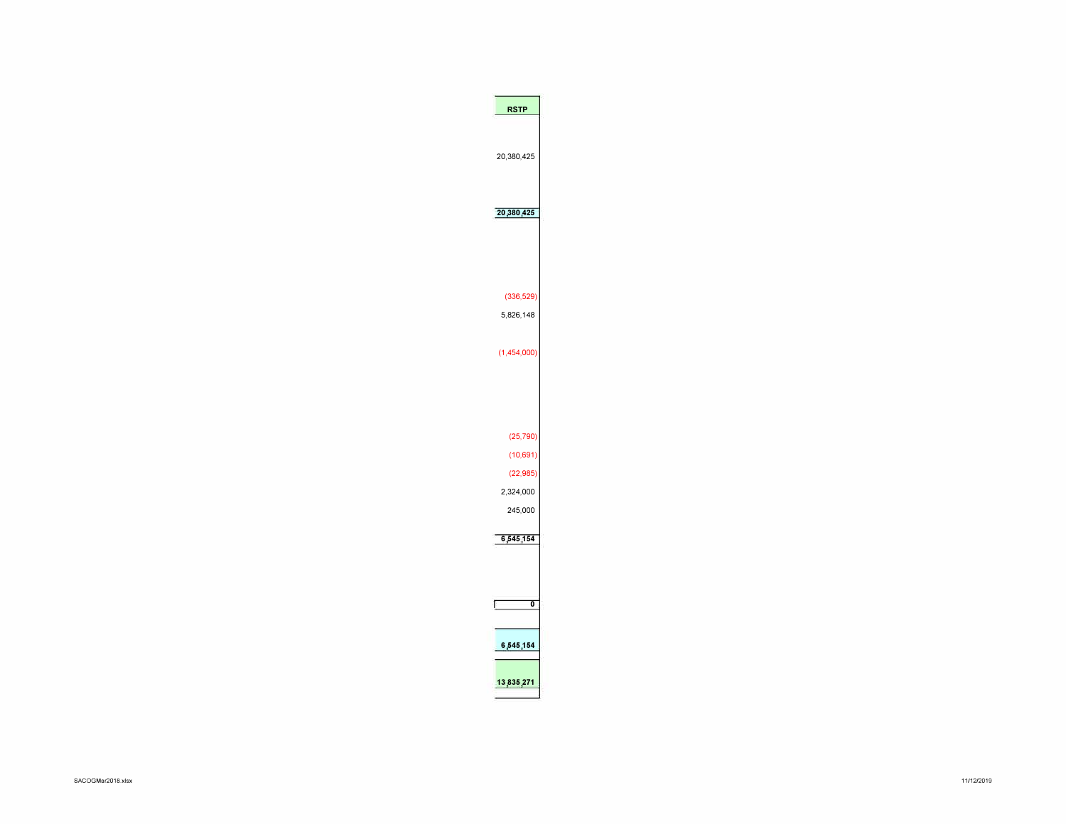| RSTP |
| --- |
| 20,380,425 |
| **20,380,425** |
| (336,529) |
| 5,826,148 |
| (1,454,000) |
| (25,790) |
| (10,691) |
| (22,985) |
| 2,324,000 |
| 245,000 |
| **6,545,154** |
| **0** |
| **6,545,154** |
| **13,835,271** |